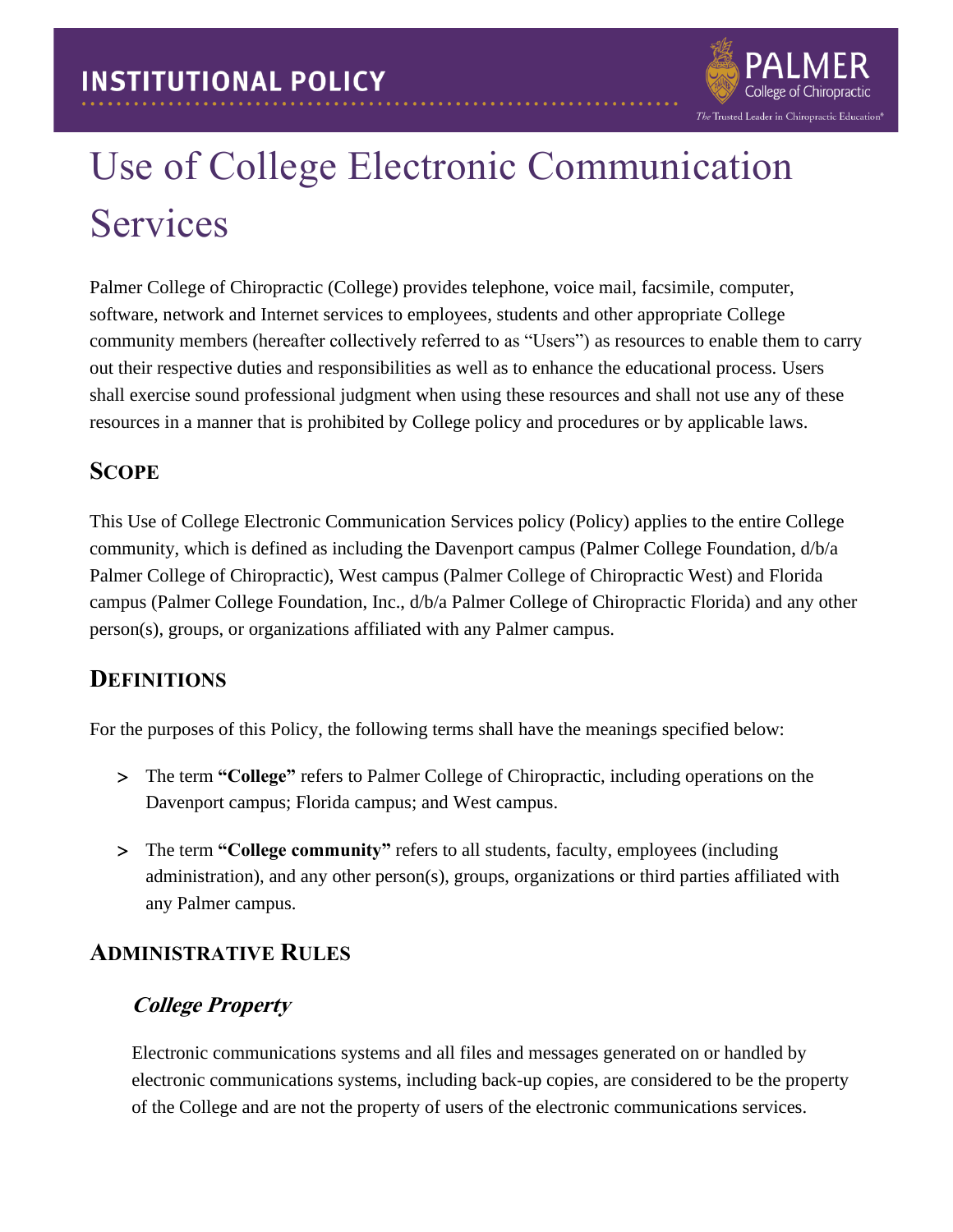INSTITUTIONAL POLICY

# Use of College Electronic Communication Services

Palmer College of Chiropractic (College) provides telephone, voice mail, facsimile, computer, software, network and Internet services to employees, students and other appropriate College community members (hereafter collectively referred to as "Users") as resources to enable them to carry out their respective duties and responsibilities as well as to enhance the educational process. Users shall exercise sound professional judgment when using these resources and shall not use any of these resources in a manner that is prohibited by College policy and procedures or by applicable laws.

## Scope

This Use of College Electronic Communication Services policy (Policy) applies to the entire College community, which is defined as including the Davenport campus (Palmer College Foundation, d/b/a Palmer College of Chiropractic), West campus (Palmer College of Chiropractic West) and Florida campus (Palmer College Foundation, Inc., d/b/a Palmer College of Chiropractic Florida) and any other person(s), groups, or organizations affiliated with any Palmer campus.

## Definitions

For the purposes of this Policy, the following terms shall have the meanings specified below:

- The term **"College"** refers to Palmer College of Chiropractic, including operations on the Davenport campus; Florida campus; and West campus.
- The term **"College community"** refers to all students, faculty, employees (including administration), and any other person(s), groups, organizations or third parties affiliated with any Palmer campus.

## Administrative Rules

### *College Property*

Electronic communications systems and all files and messages generated on or handled by electronic communications systems, including back-up copies, are considered to be the property of the College and are not the property of users of the electronic communications services.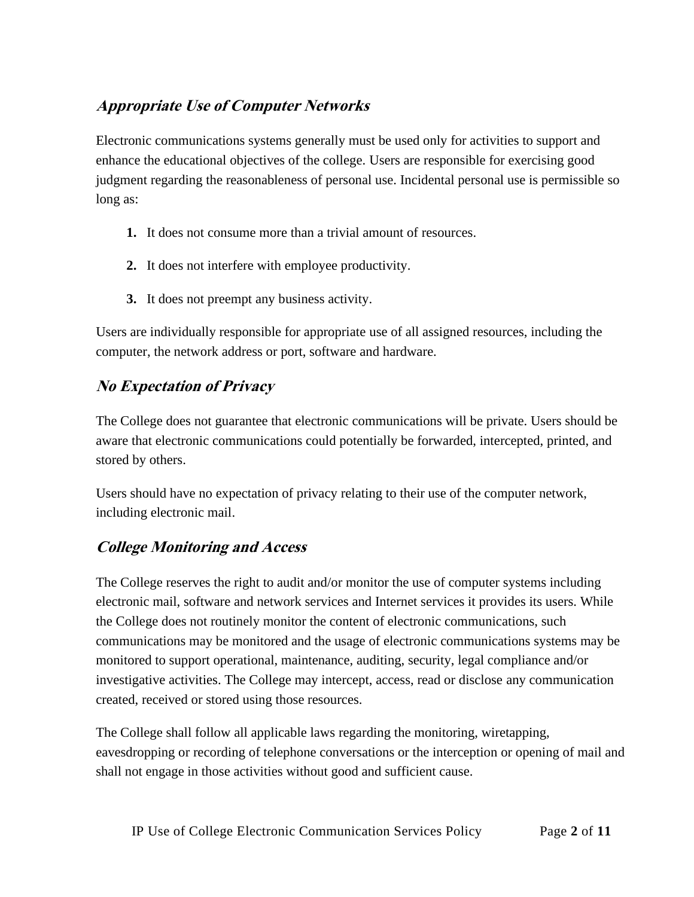### *Appropriate Use of Computer Networks*

Electronic communications systems generally must be used only for activities to support and enhance the educational objectives of the college. Users are responsible for exercising good judgment regarding the reasonableness of personal use. Incidental personal use is permissible so long as:

1. It does not consume more than a trivial amount of resources.
2. It does not interfere with employee productivity.
3. It does not preempt any business activity.

Users are individually responsible for appropriate use of all assigned resources, including the computer, the network address or port, software and hardware.

### *No Expectation of Privacy*

The College does not guarantee that electronic communications will be private. Users should be aware that electronic communications could potentially be forwarded, intercepted, printed, and stored by others.

Users should have no expectation of privacy relating to their use of the computer network, including electronic mail.

### *College Monitoring and Access*

The College reserves the right to audit and/or monitor the use of computer systems including electronic mail, software and network services and Internet services it provides its users. While the College does not routinely monitor the content of electronic communications, such communications may be monitored and the usage of electronic communications systems may be monitored to support operational, maintenance, auditing, security, legal compliance and/or investigative activities. The College may intercept, access, read or disclose any communication created, received or stored using those resources.

The College shall follow all applicable laws regarding the monitoring, wiretapping, eavesdropping or recording of telephone conversations or the interception or opening of mail and shall not engage in those activities without good and sufficient cause.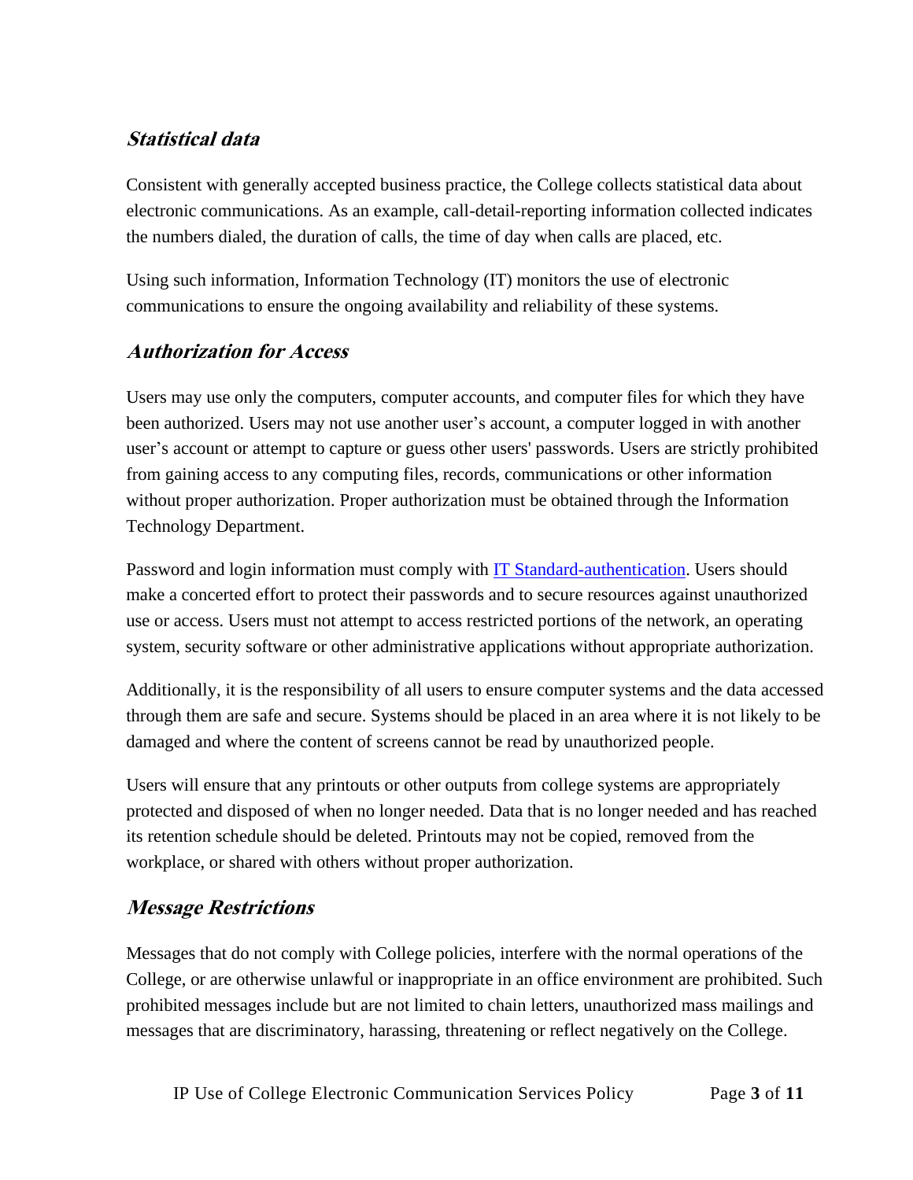## ***Statistical data***

Consistent with generally accepted business practice, the College collects statistical data about electronic communications. As an example, call-detail-reporting information collected indicates the numbers dialed, the duration of calls, the time of day when calls are placed, etc.

Using such information, Information Technology (IT) monitors the use of electronic communications to ensure the ongoing availability and reliability of these systems.

## ***Authorization for Access***

Users may use only the computers, computer accounts, and computer files for which they have been authorized. Users may not use another user's account, a computer logged in with another user's account or attempt to capture or guess other users' passwords. Users are strictly prohibited from gaining access to any computing files, records, communications or other information without proper authorization. Proper authorization must be obtained through the Information Technology Department.

Password and login information must comply with IT Standard-authentication. Users should make a concerted effort to protect their passwords and to secure resources against unauthorized use or access. Users must not attempt to access restricted portions of the network, an operating system, security software or other administrative applications without appropriate authorization.

Additionally, it is the responsibility of all users to ensure computer systems and the data accessed through them are safe and secure. Systems should be placed in an area where it is not likely to be damaged and where the content of screens cannot be read by unauthorized people.

Users will ensure that any printouts or other outputs from college systems are appropriately protected and disposed of when no longer needed. Data that is no longer needed and has reached its retention schedule should be deleted. Printouts may not be copied, removed from the workplace, or shared with others without proper authorization.

## ***Message Restrictions***

Messages that do not comply with College policies, interfere with the normal operations of the College, or are otherwise unlawful or inappropriate in an office environment are prohibited. Such prohibited messages include but are not limited to chain letters, unauthorized mass mailings and messages that are discriminatory, harassing, threatening or reflect negatively on the College.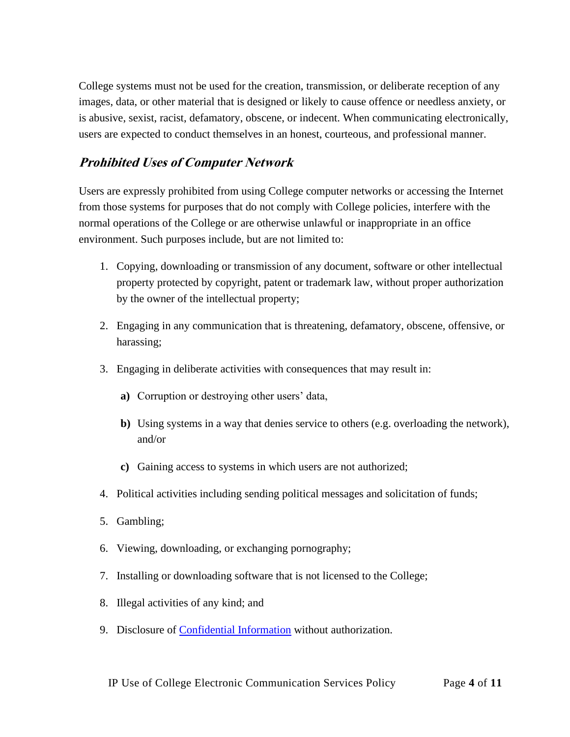College systems must not be used for the creation, transmission, or deliberate reception of any images, data, or other material that is designed or likely to cause offence or needless anxiety, or is abusive, sexist, racist, defamatory, obscene, or indecent. When communicating electronically, users are expected to conduct themselves in an honest, courteous, and professional manner.

### ***Prohibited Uses of Computer Network***

Users are expressly prohibited from using College computer networks or accessing the Internet from those systems for purposes that do not comply with College policies, interfere with the normal operations of the College or are otherwise unlawful or inappropriate in an office environment. Such purposes include, but are not limited to:

1. Copying, downloading or transmission of any document, software or other intellectual property protected by copyright, patent or trademark law, without proper authorization by the owner of the intellectual property;

2. Engaging in any communication that is threatening, defamatory, obscene, offensive, or harassing;

3. Engaging in deliberate activities with consequences that may result in:

   **a)** Corruption or destroying other users' data,

   **b)** Using systems in a way that denies service to others (e.g. overloading the network), and/or

   **c)** Gaining access to systems in which users are not authorized;

4. Political activities including sending political messages and solicitation of funds;

5. Gambling;

6. Viewing, downloading, or exchanging pornography;

7. Installing or downloading software that is not licensed to the College;

8. Illegal activities of any kind; and

9. Disclosure of [Confidential Information]() without authorization.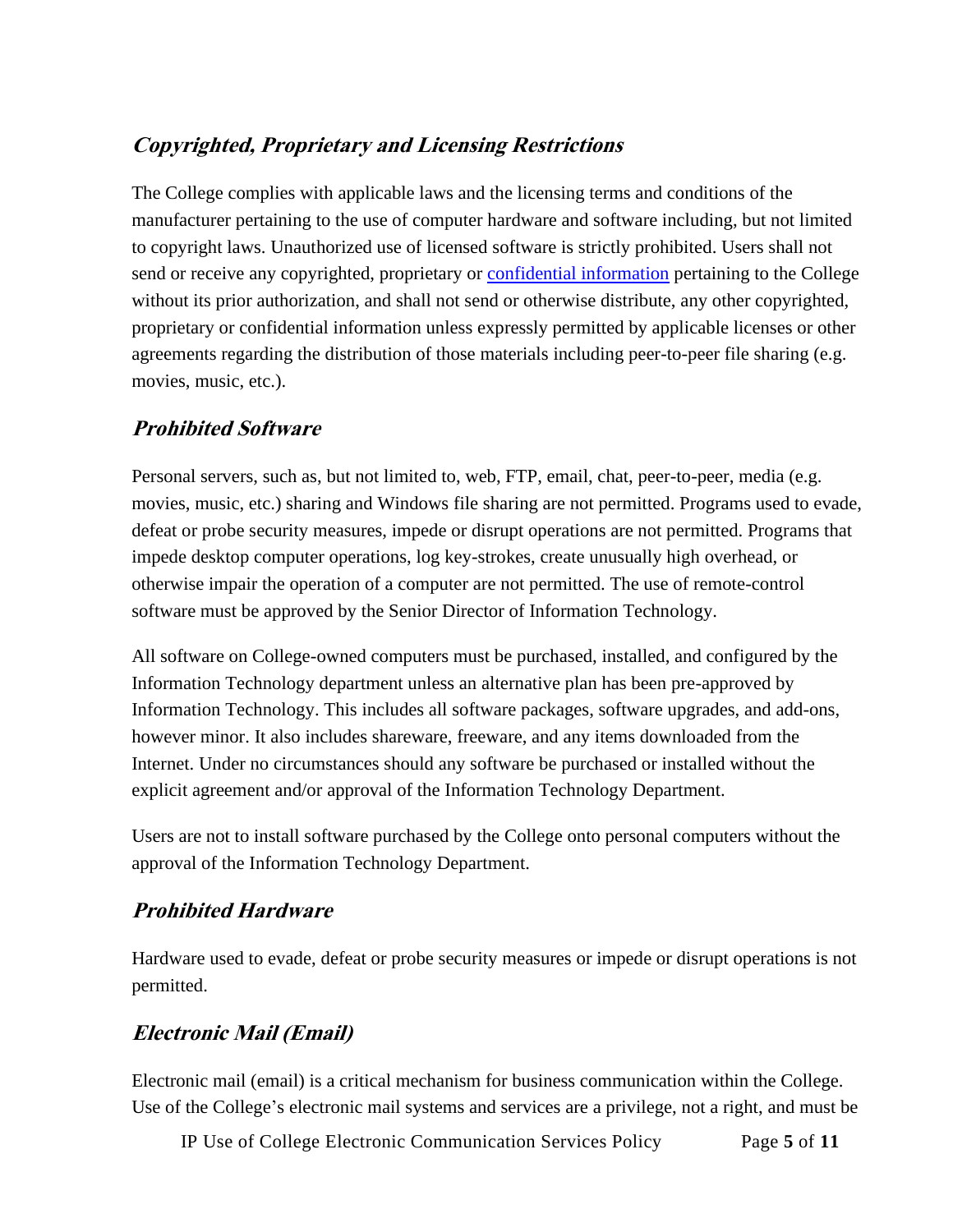### *Copyrighted, Proprietary and Licensing Restrictions*

The College complies with applicable laws and the licensing terms and conditions of the manufacturer pertaining to the use of computer hardware and software including, but not limited to copyright laws. Unauthorized use of licensed software is strictly prohibited. Users shall not send or receive any copyrighted, proprietary or [confidential information]() pertaining to the College without its prior authorization, and shall not send or otherwise distribute, any other copyrighted, proprietary or confidential information unless expressly permitted by applicable licenses or other agreements regarding the distribution of those materials including peer-to-peer file sharing (e.g. movies, music, etc.).

### *Prohibited Software*

Personal servers, such as, but not limited to, web, FTP, email, chat, peer-to-peer, media (e.g. movies, music, etc.) sharing and Windows file sharing are not permitted. Programs used to evade, defeat or probe security measures, impede or disrupt operations are not permitted. Programs that impede desktop computer operations, log key-strokes, create unusually high overhead, or otherwise impair the operation of a computer are not permitted. The use of remote-control software must be approved by the Senior Director of Information Technology.

All software on College-owned computers must be purchased, installed, and configured by the Information Technology department unless an alternative plan has been pre-approved by Information Technology. This includes all software packages, software upgrades, and add-ons, however minor. It also includes shareware, freeware, and any items downloaded from the Internet. Under no circumstances should any software be purchased or installed without the explicit agreement and/or approval of the Information Technology Department.

Users are not to install software purchased by the College onto personal computers without the approval of the Information Technology Department.

### *Prohibited Hardware*

Hardware used to evade, defeat or probe security measures or impede or disrupt operations is not permitted.

### *Electronic Mail (Email)*

Electronic mail (email) is a critical mechanism for business communication within the College. Use of the College's electronic mail systems and services are a privilege, not a right, and must be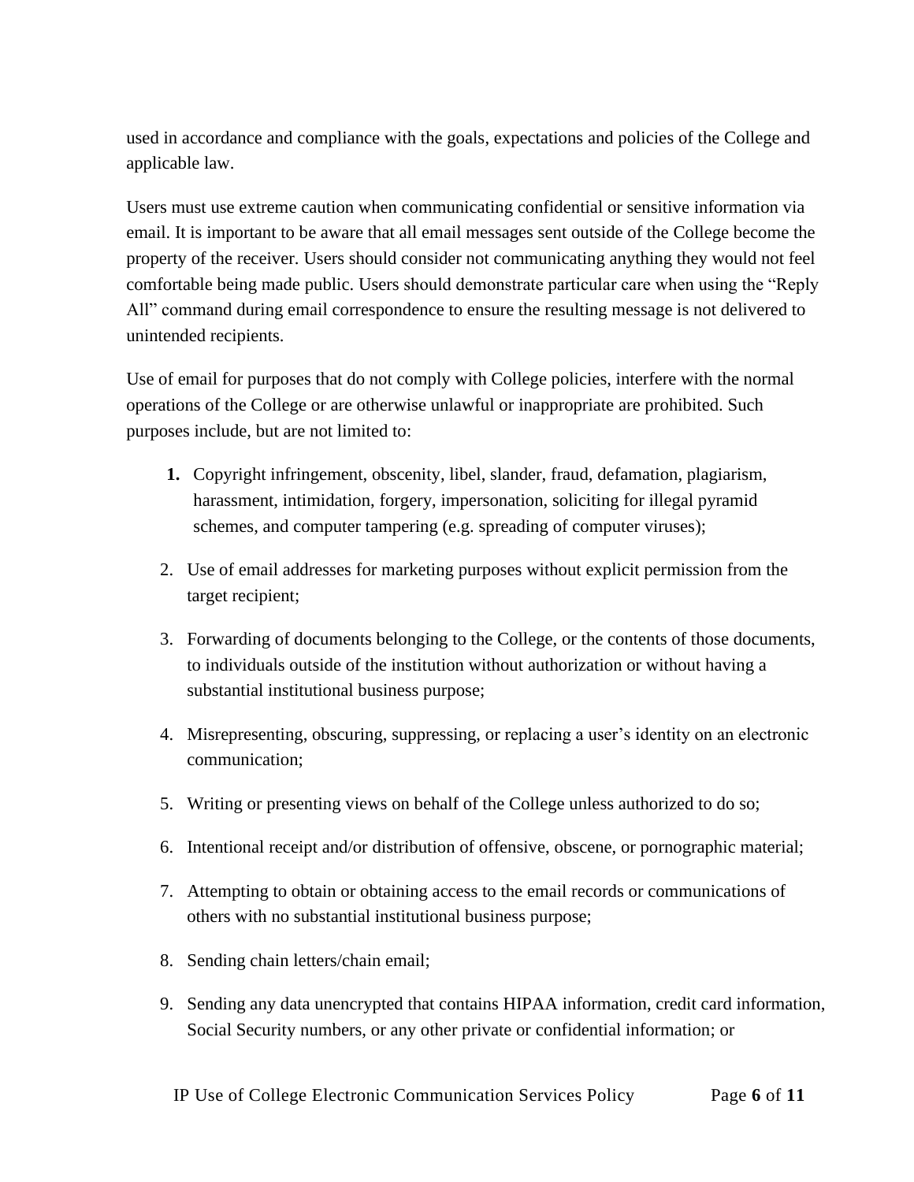used in accordance and compliance with the goals, expectations and policies of the College and applicable law.

Users must use extreme caution when communicating confidential or sensitive information via email. It is important to be aware that all email messages sent outside of the College become the property of the receiver. Users should consider not communicating anything they would not feel comfortable being made public. Users should demonstrate particular care when using the “Reply All” command during email correspondence to ensure the resulting message is not delivered to unintended recipients.

Use of email for purposes that do not comply with College policies, interfere with the normal operations of the College or are otherwise unlawful or inappropriate are prohibited. Such purposes include, but are not limited to:

1. Copyright infringement, obscenity, libel, slander, fraud, defamation, plagiarism, harassment, intimidation, forgery, impersonation, soliciting for illegal pyramid schemes, and computer tampering (e.g. spreading of computer viruses);
2. Use of email addresses for marketing purposes without explicit permission from the target recipient;
3. Forwarding of documents belonging to the College, or the contents of those documents, to individuals outside of the institution without authorization or without having a substantial institutional business purpose;
4. Misrepresenting, obscuring, suppressing, or replacing a user’s identity on an electronic communication;
5. Writing or presenting views on behalf of the College unless authorized to do so;
6. Intentional receipt and/or distribution of offensive, obscene, or pornographic material;
7. Attempting to obtain or obtaining access to the email records or communications of others with no substantial institutional business purpose;
8. Sending chain letters/chain email;
9. Sending any data unencrypted that contains HIPAA information, credit card information, Social Security numbers, or any other private or confidential information; or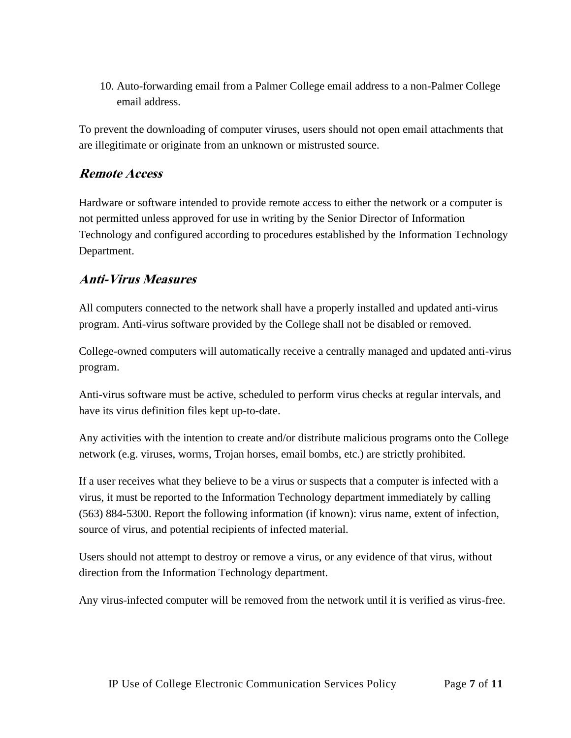10. Auto-forwarding email from a Palmer College email address to a non-Palmer College email address.

To prevent the downloading of computer viruses, users should not open email attachments that are illegitimate or originate from an unknown or mistrusted source.

### ***Remote Access***

Hardware or software intended to provide remote access to either the network or a computer is not permitted unless approved for use in writing by the Senior Director of Information Technology and configured according to procedures established by the Information Technology Department.

### ***Anti-Virus Measures***

All computers connected to the network shall have a properly installed and updated anti-virus program. Anti-virus software provided by the College shall not be disabled or removed.

College-owned computers will automatically receive a centrally managed and updated anti-virus program.

Anti-virus software must be active, scheduled to perform virus checks at regular intervals, and have its virus definition files kept up-to-date.

Any activities with the intention to create and/or distribute malicious programs onto the College network (e.g. viruses, worms, Trojan horses, email bombs, etc.) are strictly prohibited.

If a user receives what they believe to be a virus or suspects that a computer is infected with a virus, it must be reported to the Information Technology department immediately by calling (563) 884-5300. Report the following information (if known): virus name, extent of infection, source of virus, and potential recipients of infected material.

Users should not attempt to destroy or remove a virus, or any evidence of that virus, without direction from the Information Technology department.

Any virus-infected computer will be removed from the network until it is verified as virus-free.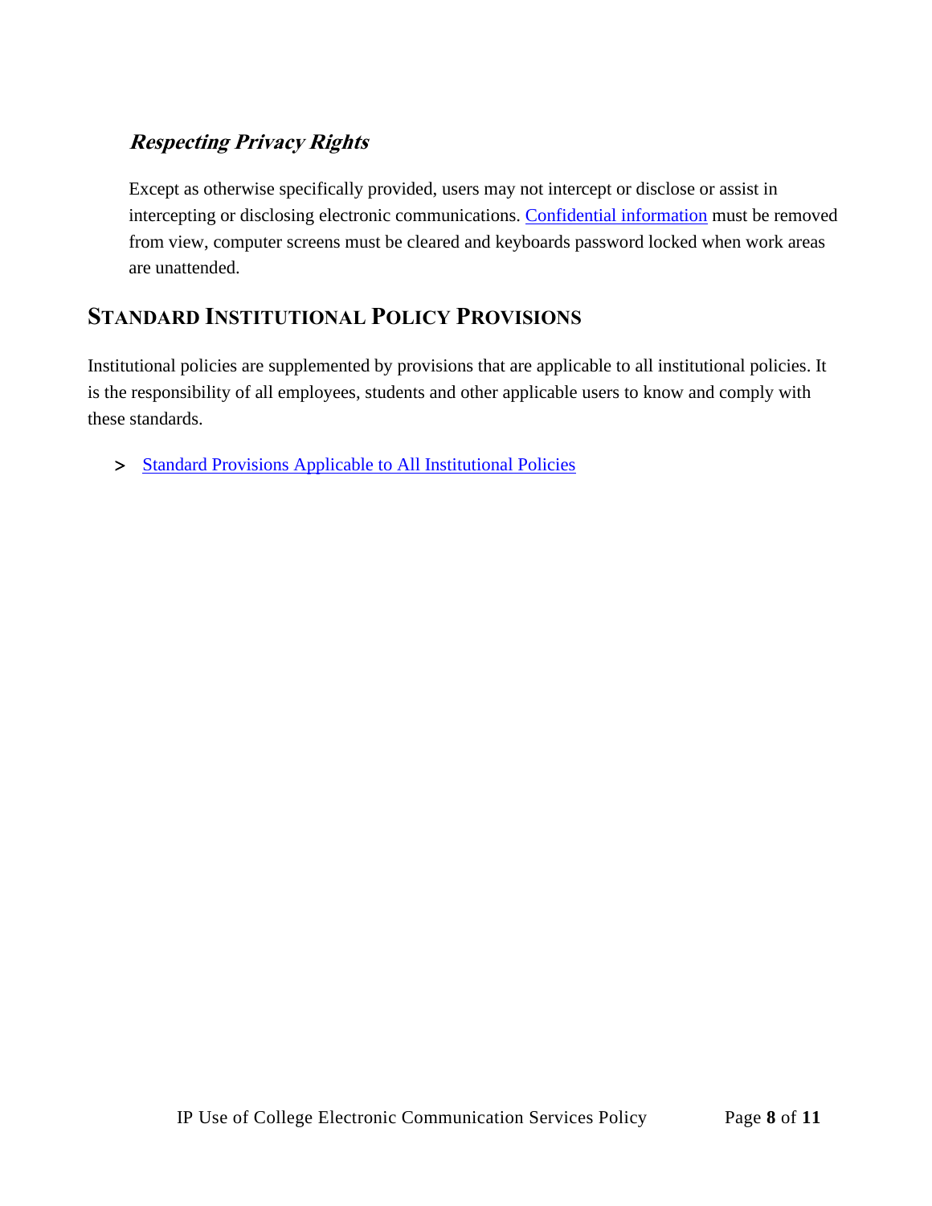### *Respecting Privacy Rights*

Except as otherwise specifically provided, users may not intercept or disclose or assist in intercepting or disclosing electronic communications. Confidential information must be removed from view, computer screens must be cleared and keyboards password locked when work areas are unattended.

## STANDARD INSTITUTIONAL POLICY PROVISIONS

Institutional policies are supplemented by provisions that are applicable to all institutional policies. It is the responsibility of all employees, students and other applicable users to know and comply with these standards.

> Standard Provisions Applicable to All Institutional Policies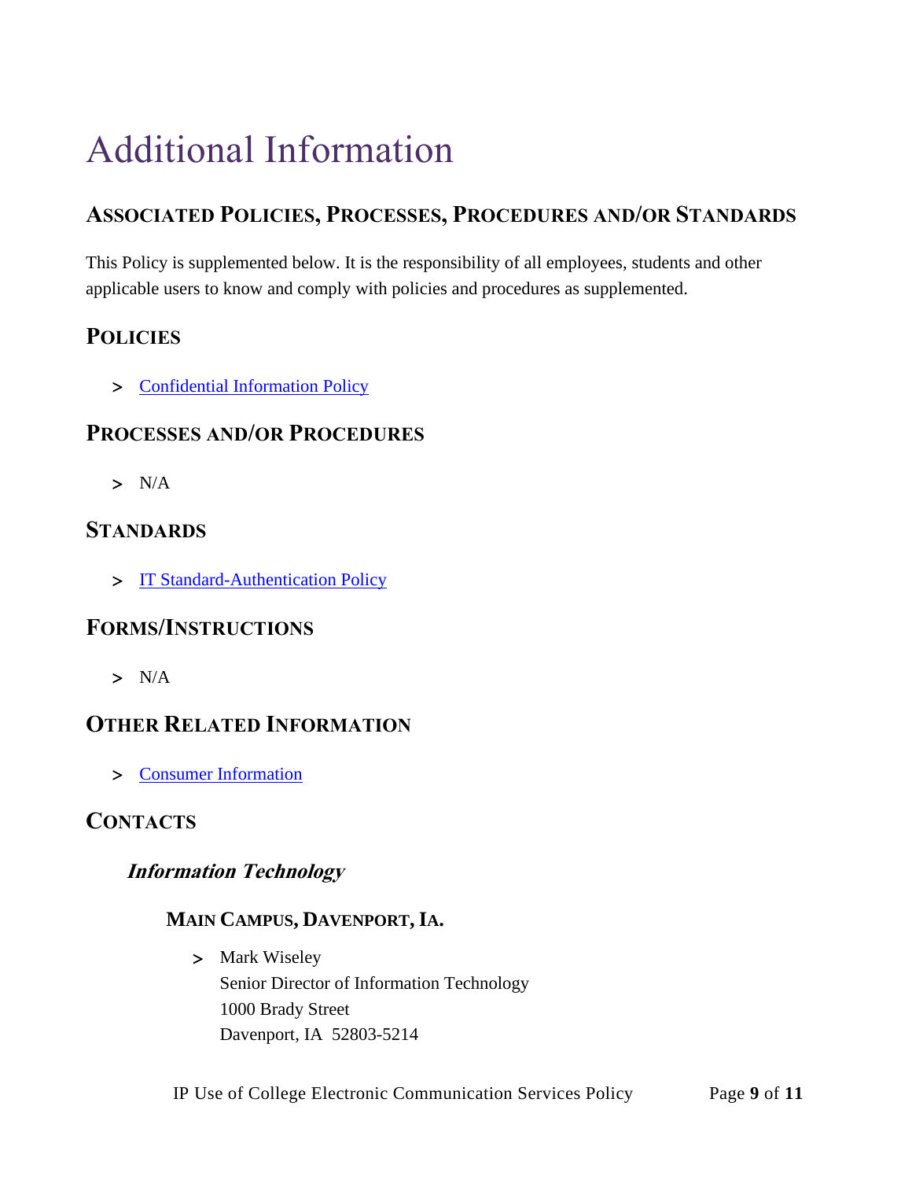# Additional Information

## Associated Policies, Processes, Procedures and/or Standards

This Policy is supplemented below. It is the responsibility of all employees, students and other applicable users to know and comply with policies and procedures as supplemented.

## Policies

- Confidential Information Policy

## Processes and/or Procedures

- N/A

## Standards

- IT Standard-Authentication Policy

## Forms/Instructions

- N/A

## Other Related Information

- Consumer Information

## Contacts

### *Information Technology*

#### Main Campus, Davenport, Ia.

- Mark Wiseley
  Senior Director of Information Technology
  1000 Brady Street
  Davenport, IA 52803-5214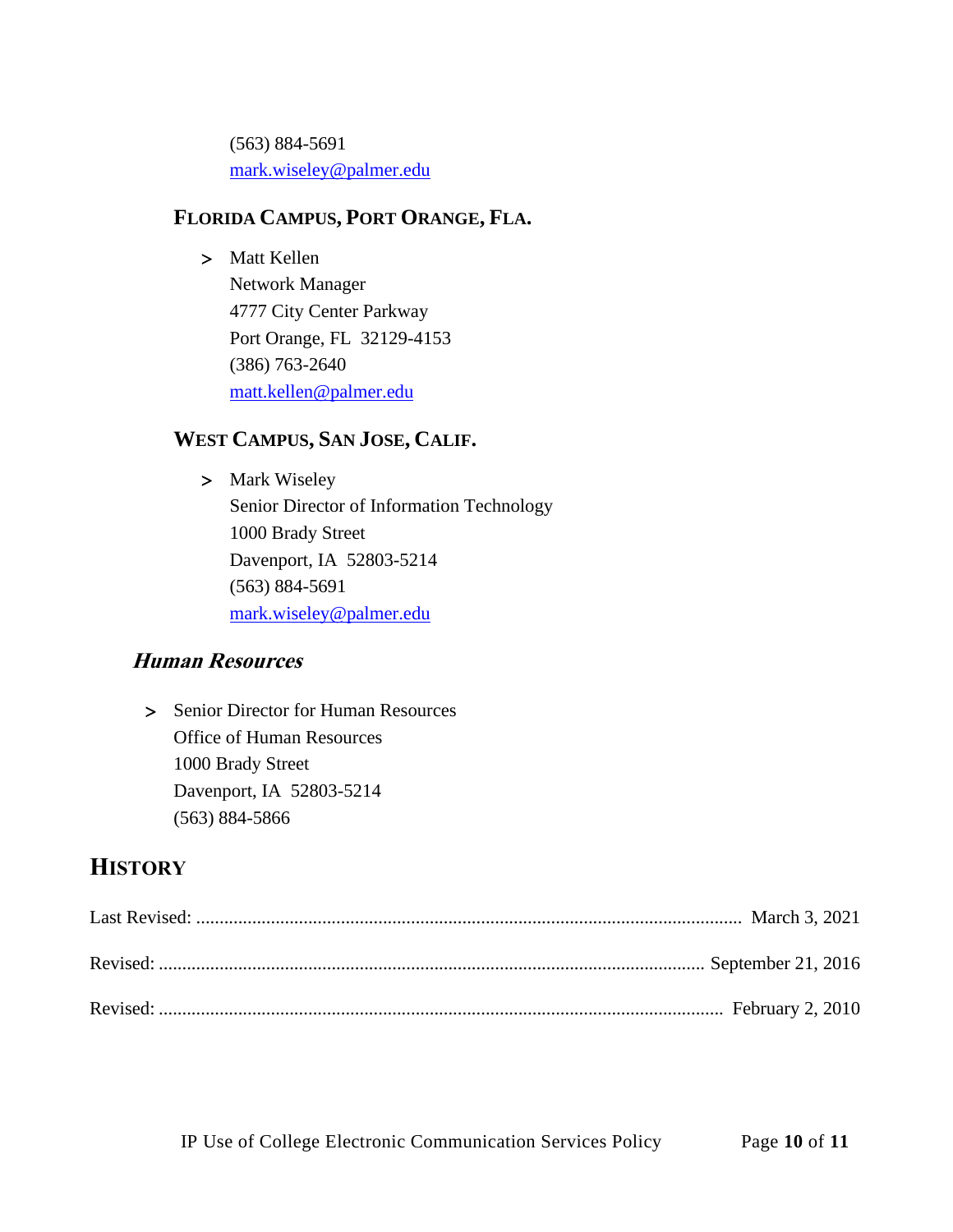(563) 884-5691
mark.wiseley@palmer.edu

#### FLORIDA CAMPUS, PORT ORANGE, FLA.

- Matt Kellen
  Network Manager
  4777 City Center Parkway
  Port Orange, FL 32129-4153
  (386) 763-2640
  matt.kellen@palmer.edu

#### WEST CAMPUS, SAN JOSE, CALIF.

- Mark Wiseley
  Senior Director of Information Technology
  1000 Brady Street
  Davenport, IA 52803-5214
  (563) 884-5691
  mark.wiseley@palmer.edu

### *Human Resources*

- Senior Director for Human Resources
  Office of Human Resources
  1000 Brady Street
  Davenport, IA 52803-5214
  (563) 884-5866

## HISTORY

Last Revised: .................... March 3, 2021

Revised: .................... September 21, 2016

Revised: .................... February 2, 2010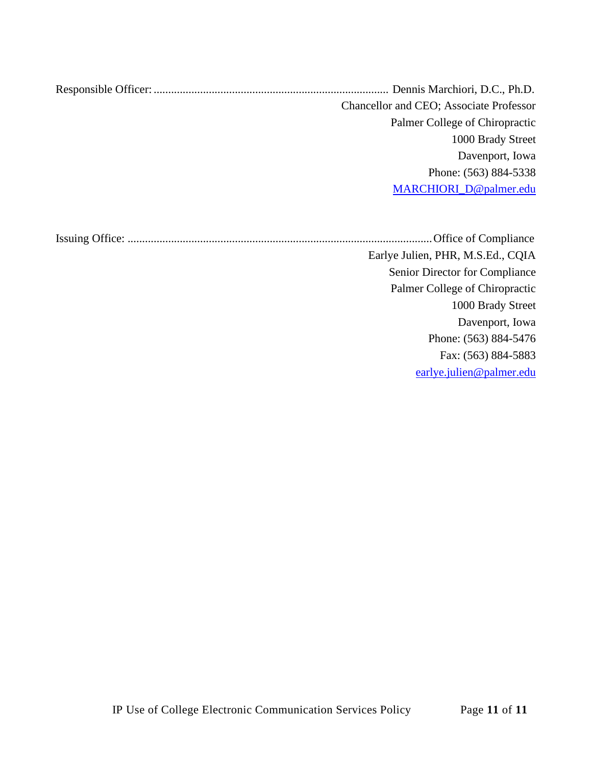Responsible Officer: ................................................................................ Dennis Marchiori, D.C., Ph.D.
Chancellor and CEO; Associate Professor
Palmer College of Chiropractic
1000 Brady Street
Davenport, Iowa
Phone: (563) 884-5338
MARCHIORI_D@palmer.edu

Issuing Office: ........................................................................................................ Office of Compliance
Earlye Julien, PHR, M.S.Ed., CQIA
Senior Director for Compliance
Palmer College of Chiropractic
1000 Brady Street
Davenport, Iowa
Phone: (563) 884-5476
Fax: (563) 884-5883
earlye.julien@palmer.edu